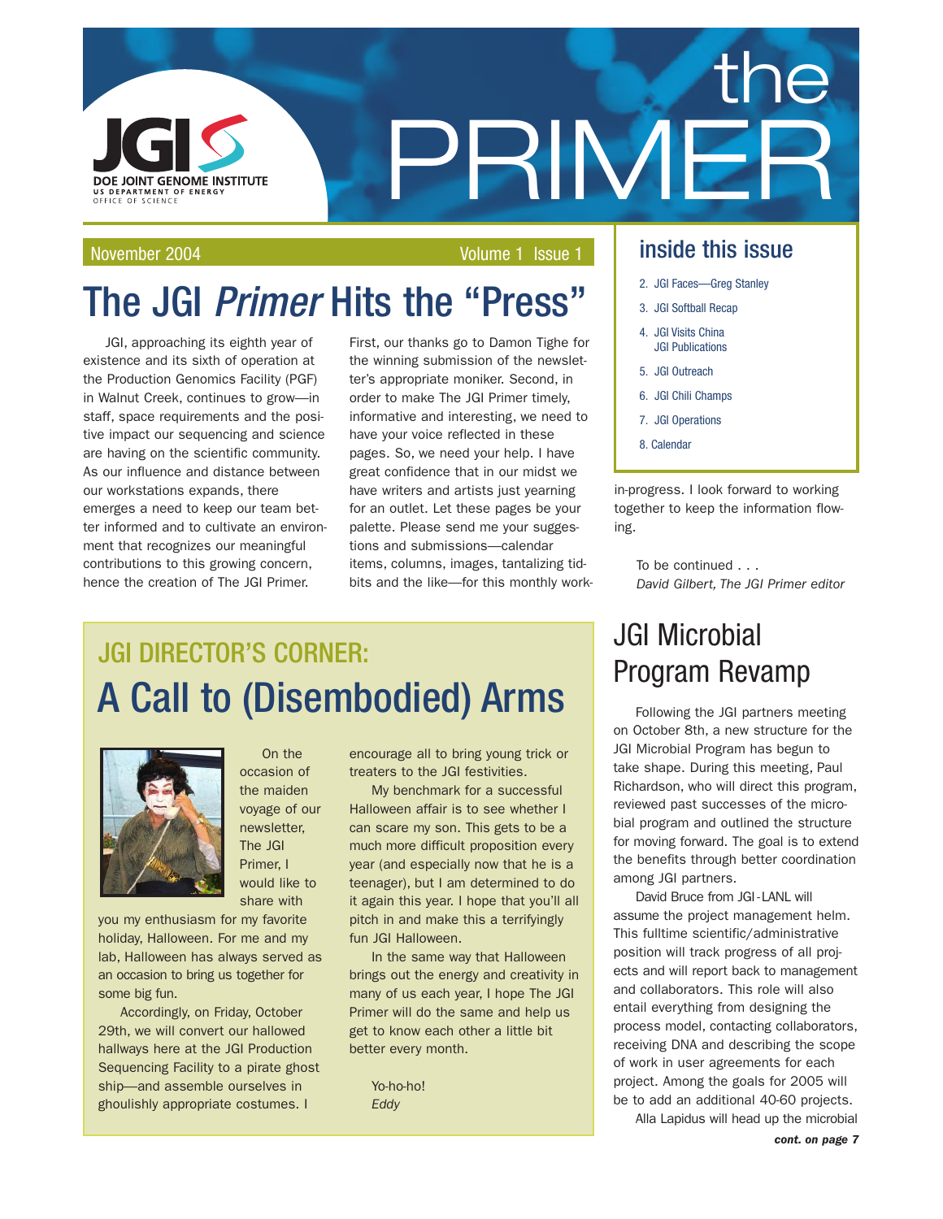# the PRIMER

DOE JOINT GENOME INSTITUTE
US DEPARTMENT OF ENERGY
OFFICE OF SCIENCE

November 2004 Volume 1 Issue 1

## The JGI *Primer* Hits the "Press"

JGI, approaching its eighth year of existence and its sixth of operation at the Production Genomics Facility (PGF) in Walnut Creek, continues to grow—in staff, space requirements and the positive impact our sequencing and science are having on the scientific community. As our influence and distance between our workstations expands, there emerges a need to keep our team better informed and to cultivate an environment that recognizes our meaningful contributions to this growing concern, hence the creation of The JGI Primer.

First, our thanks go to Damon Tighe for the winning submission of the newsletter's appropriate moniker. Second, in order to make The JGI Primer timely, informative and interesting, we need to have your voice reflected in these pages. So, we need your help. I have great confidence that in our midst we have writers and artists just yearning for an outlet. Let these pages be your palette. Please send me your suggestions and submissions—calendar items, columns, images, tantalizing tidbits and the like—for this monthly work-in-progress. I look forward to working together to keep the information flowing.

To be continued . . .
*David Gilbert, The JGI Primer editor*

### inside this issue

2. JGI Faces—Greg Stanley
3. JGI Softball Recap
4. JGI Visits China
   JGI Publications
5. JGI Outreach
6. JGI Chili Champs
7. JGI Operations
8. Calendar

## JGI DIRECTOR'S CORNER: A Call to (Disembodied) Arms

On the occasion of the maiden voyage of our newsletter, The JGI Primer, I would like to share with you my enthusiasm for my favorite holiday, Halloween. For me and my lab, Halloween has always served as an occasion to bring us together for some big fun.

Accordingly, on Friday, October 29th, we will convert our hallowed hallways here at the JGI Production Sequencing Facility to a pirate ghost ship—and assemble ourselves in ghoulishly appropriate costumes. I encourage all to bring young trick or treaters to the JGI festivities.

My benchmark for a successful Halloween affair is to see whether I can scare my son. This gets to be a much more difficult proposition every year (and especially now that he is a teenager), but I am determined to do it again this year. I hope that you'll all pitch in and make this a terrifyingly fun JGI Halloween.

In the same way that Halloween brings out the energy and creativity in many of us each year, I hope The JGI Primer will do the same and help us get to know each other a little bit better every month.

Yo-ho-ho!
*Eddy*

## JGI Microbial Program Revamp

Following the JGI partners meeting on October 8th, a new structure for the JGI Microbial Program has begun to take shape. During this meeting, Paul Richardson, who will direct this program, reviewed past successes of the microbial program and outlined the structure for moving forward. The goal is to extend the benefits through better coordination among JGI partners.

David Bruce from JGI-LANL will assume the project management helm. This fulltime scientific/administrative position will track progress of all projects and will report back to management and collaborators. This role will also entail everything from designing the process model, contacting collaborators, receiving DNA and describing the scope of work in user agreements for each project. Among the goals for 2005 will be to add an additional 40-60 projects.

Alla Lapidus will head up the microbial

***cont. on page 7***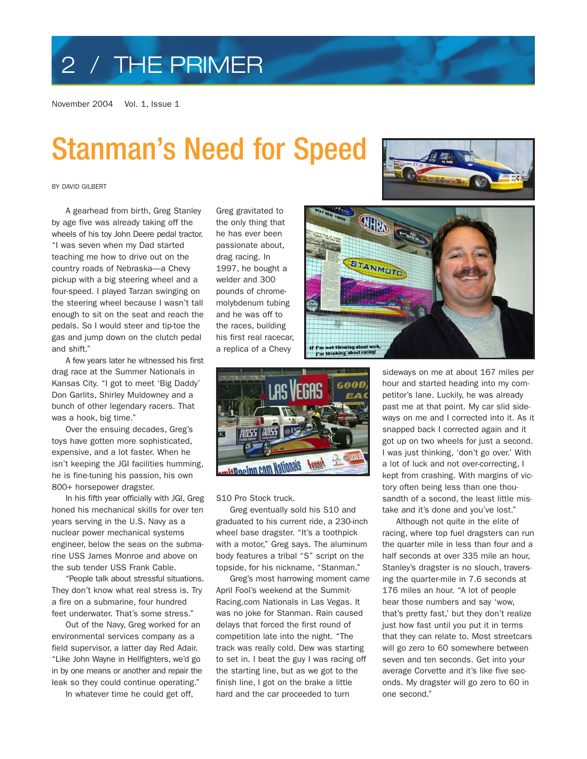# Stanman's Need for Speed

BY DAVID GILBERT

A gearhead from birth, Greg Stanley by age five was already taking off the wheels of his toy John Deere pedal tractor. "I was seven when my Dad started teaching me how to drive out on the country roads of Nebraska—a Chevy pickup with a big steering wheel and a four-speed. I played Tarzan swinging on the steering wheel because I wasn't tall enough to sit on the seat and reach the pedals. So I would steer and tip-toe the gas and jump down on the clutch pedal and shift."

A few years later he witnessed his first drag race at the Summer Nationals in Kansas City. "I got to meet 'Big Daddy' Don Garlits, Shirley Muldowney and a bunch of other legendary racers. That was a hook, big time."

Over the ensuing decades, Greg's toys have gotten more sophisticated, expensive, and a lot faster. When he isn't keeping the JGI facilities humming, he is fine-tuning his passion, his own 800+ horsepower dragster.

In his fifth year officially with JGI, Greg honed his mechanical skills for over ten years serving in the U.S. Navy as a nuclear power mechanical systems engineer, below the seas on the submarine USS James Monroe and above on the sub tender USS Frank Cable.

"People talk about stressful situations. They don't know what real stress is. Try a fire on a submarine, four hundred feet underwater. That's some stress."

Out of the Navy, Greg worked for an environmental services company as a field supervisor, a latter day Red Adair. "Like John Wayne in Hellfighters, we'd go in by one means or another and repair the leak so they could continue operating."

In whatever time he could get off, Greg gravitated to the only thing that he has ever been passionate about, drag racing. In 1997, he bought a welder and 300 pounds of chrome-molybdenum tubing and he was off to the races, building his first real racecar, a replica of a Chevy S10 Pro Stock truck.

Greg eventually sold his S10 and graduated to his current ride, a 230-inch wheel base dragster. "It's a toothpick with a motor," Greg says. The aluminum body features a tribal "S" script on the topside, for his nickname, "Stanman."

Greg's most harrowing moment came April Fool's weekend at the Summit-Racing.com Nationals in Las Vegas. It was no joke for Stanman. Rain caused delays that forced the first round of competition late into the night. "The track was really cold. Dew was starting to set in. I beat the guy I was racing off the starting line, but as we got to the finish line, I got on the brake a little hard and the car proceeded to turn sideways on me at about 167 miles per hour and started heading into my competitor's lane. Luckily, he was already past me at that point. My car slid sideways on me and I corrected into it. As it snapped back I corrected again and it got up on two wheels for just a second. I was just thinking, 'don't go over.' With a lot of luck and not over-correcting, I kept from crashing. With margins of victory often being less than one thousandth of a second, the least little mistake and it's done and you've lost."

Although not quite in the elite of racing, where top fuel dragsters can run the quarter mile in less than four and a half seconds at over 335 mile an hour, Stanley's dragster is no slouch, traversing the quarter-mile in 7.6 seconds at 176 miles an hour. "A lot of people hear those numbers and say 'wow, that's pretty fast,' but they don't realize just how fast until you put it in terms that they can relate to. Most streetcars will go zero to 60 somewhere between seven and ten seconds. Get into your average Corvette and it's like five seconds. My dragster will go zero to 60 in one second."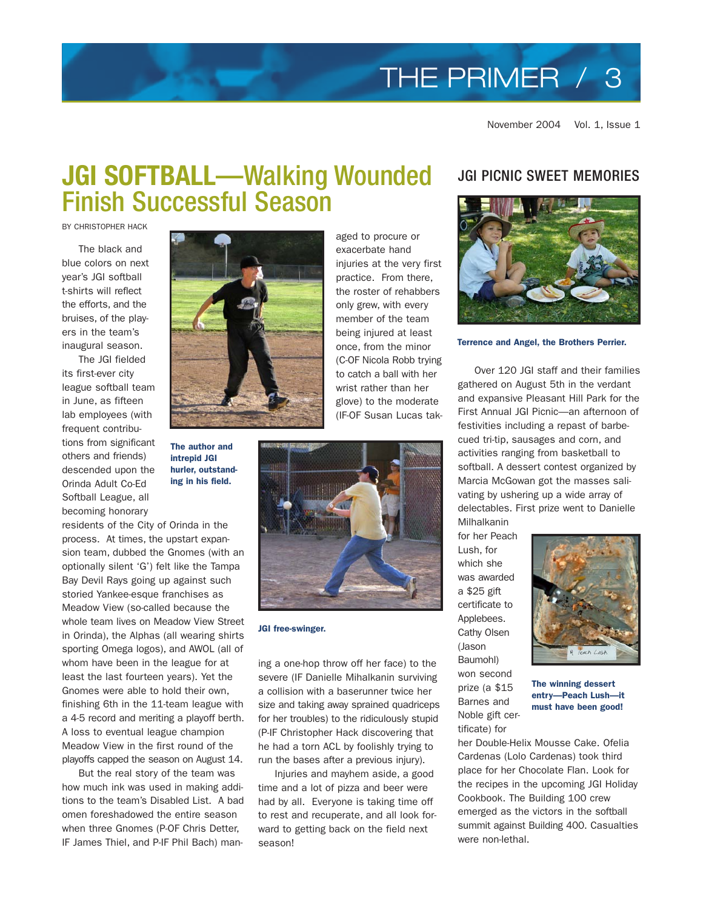# JGI SOFTBALL—Walking Wounded Finish Successful Season

BY CHRISTOPHER HACK

The black and blue colors on next year's JGI softball t-shirts will reflect the efforts, and the bruises, of the players in the team's inaugural season.

The JGI fielded its first-ever city league softball team in June, as fifteen lab employees (with frequent contributions from significant others and friends) descended upon the Orinda Adult Co-Ed Softball League, all becoming honorary residents of the City of Orinda in the process. At times, the upstart expansion team, dubbed the Gnomes (with an optionally silent 'G') felt like the Tampa Bay Devil Rays going up against such storied Yankee-esque franchises as Meadow View (so-called because the whole team lives on Meadow View Street in Orinda), the Alphas (all wearing shirts sporting Omega logos), and AWOL (all of whom have been in the league for at least the last fourteen years). Yet the Gnomes were able to hold their own, finishing 6th in the 11-team league with a 4-5 record and meriting a playoff berth. A loss to eventual league champion Meadow View in the first round of the playoffs capped the season on August 14.

But the real story of the team was how much ink was used in making additions to the team's Disabled List. A bad omen foreshadowed the entire season when three Gnomes (P-OF Chris Detter, IF James Thiel, and P-IF Phil Bach) managed to procure or exacerbate hand injuries at the very first practice. From there, the roster of rehabbers only grew, with every member of the team being injured at least once, from the minor (C-OF Nicola Robb trying to catch a ball with her wrist rather than her glove) to the moderate (IF-OF Susan Lucas taking a one-hop throw off her face) to the severe (IF Danielle Mihalkanin surviving a collision with a baserunner twice her size and taking away sprained quadriceps for her troubles) to the ridiculously stupid (P-IF Christopher Hack discovering that he had a torn ACL by foolishly trying to run the bases after a previous injury).

Injuries and mayhem aside, a good time and a lot of pizza and beer were had by all. Everyone is taking time off to rest and recuperate, and all look forward to getting back on the field next season!

**The author and intrepid JGI hurler, outstanding in his field.**

**JGI free-swinger.**

## JGI PICNIC SWEET MEMORIES

**Terrence and Angel, the Brothers Perrier.**

Over 120 JGI staff and their families gathered on August 5th in the verdant and expansive Pleasant Hill Park for the First Annual JGI Picnic—an afternoon of festivities including a repast of barbecued tri-tip, sausages and corn, and activities ranging from basketball to softball. A dessert contest organized by Marcia McGowan got the masses salivating by ushering up a wide array of delectables. First prize went to Danielle Milhalkanin for her Peach Lush, for which she was awarded a $25 gift certificate to Applebees. Cathy Olsen (Jason Baumohl) won second prize (a $15 Barnes and Noble gift certificate) for her Double-Helix Mousse Cake. Ofelia Cardenas (Lolo Cardenas) took third place for her Chocolate Flan. Look for the recipes in the upcoming JGI Holiday Cookbook. The Building 100 crew emerged as the victors in the softball summit against Building 400. Casualties were non-lethal.

**The winning dessert entry—Peach Lush—it must have been good!**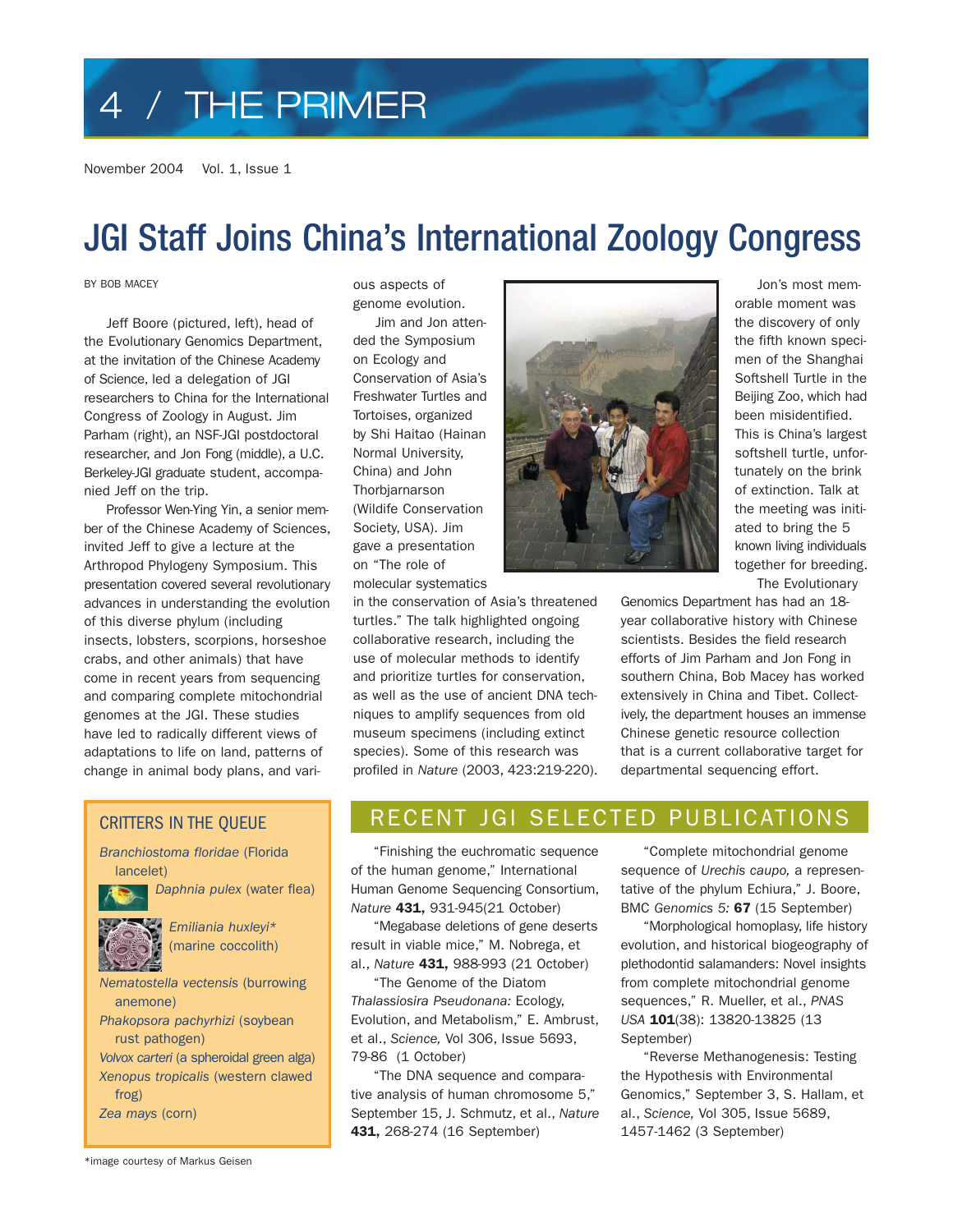# JGI Staff Joins China's International Zoology Congress

BY BOB MACEY

Jeff Boore (pictured, left), head of the Evolutionary Genomics Department, at the invitation of the Chinese Academy of Science, led a delegation of JGI researchers to China for the International Congress of Zoology in August. Jim Parham (right), an NSF-JGI postdoctoral researcher, and Jon Fong (middle), a U.C. Berkeley-JGI graduate student, accompanied Jeff on the trip.

Professor Wen-Ying Yin, a senior member of the Chinese Academy of Sciences, invited Jeff to give a lecture at the Arthropod Phylogeny Symposium. This presentation covered several revolutionary advances in understanding the evolution of this diverse phylum (including insects, lobsters, scorpions, horseshoe crabs, and other animals) that have come in recent years from sequencing and comparing complete mitochondrial genomes at the JGI. These studies have led to radically different views of adaptations to life on land, patterns of change in animal body plans, and various aspects of genome evolution.

Jim and Jon attended the Symposium on Ecology and Conservation of Asia's Freshwater Turtles and Tortoises, organized by Shi Haitao (Hainan Normal University, China) and John Thorbjarnarson (Wildlife Conservation Society, USA). Jim gave a presentation on "The role of molecular systematics in the conservation of Asia's threatened turtles." The talk highlighted ongoing collaborative research, including the use of molecular methods to identify and prioritize turtles for conservation, as well as the use of ancient DNA techniques to amplify sequences from old museum specimens (including extinct species). Some of this research was profiled in *Nature* (2003, 423:219-220).

Jon's most memorable moment was the discovery of only the fifth known specimen of the Shanghai Softshell Turtle in the Beijing Zoo, which had been misidentified. This is China's largest softshell turtle, unfortunately on the brink of extinction. Talk at the meeting was initiated to bring the 5 known living individuals together for breeding.

The Evolutionary Genomics Department has had an 18-year collaborative history with Chinese scientists. Besides the field research efforts of Jim Parham and Jon Fong in southern China, Bob Macey has worked extensively in China and Tibet. Collectively, the department houses an immense Chinese genetic resource collection that is a current collaborative target for departmental sequencing effort.

## CRITTERS IN THE QUEUE

- *Branchiostoma floridae* (Florida lancelet)
- *Daphnia pulex* (water flea)
- *Emiliania huxleyi** (marine coccolith)
- *Nematostella vectensis* (burrowing anemone)
- *Phakopsora pachyrhizi* (soybean rust pathogen)
- *Volvox carteri* (a spheroidal green alga)
- *Xenopus tropicalis* (western clawed frog)
- *Zea mays* (corn)

*image courtesy of Markus Geisen

## RECENT JGI SELECTED PUBLICATIONS

"Finishing the euchromatic sequence of the human genome," International Human Genome Sequencing Consortium, *Nature* **431,** 931-945(21 October)

"Megabase deletions of gene deserts result in viable mice," M. Nobrega, et al., *Nature* **431,** 988-993 (21 October)

"The Genome of the Diatom *Thalassiosira Pseudonana:* Ecology, Evolution, and Metabolism," E. Ambrust, et al., *Science,* Vol 306, Issue 5693, 79-86 (1 October)

"The DNA sequence and comparative analysis of human chromosome 5," September 15, J. Schmutz, et al., *Nature* **431,** 268-274 (16 September)

"Complete mitochondrial genome sequence of *Urechis caupo,* a representative of the phylum Echiura," J. Boore, BMC *Genomics 5:* **67** (15 September)

"Morphological homoplasy, life history evolution, and historical biogeography of plethodontid salamanders: Novel insights from complete mitochondrial genome sequences," R. Mueller, et al., *PNAS USA* **101**(38): 13820-13825 (13 September)

"Reverse Methanogenesis: Testing the Hypothesis with Environmental Genomics," September 3, S. Hallam, et al., *Science,* Vol 305, Issue 5689, 1457-1462 (3 September)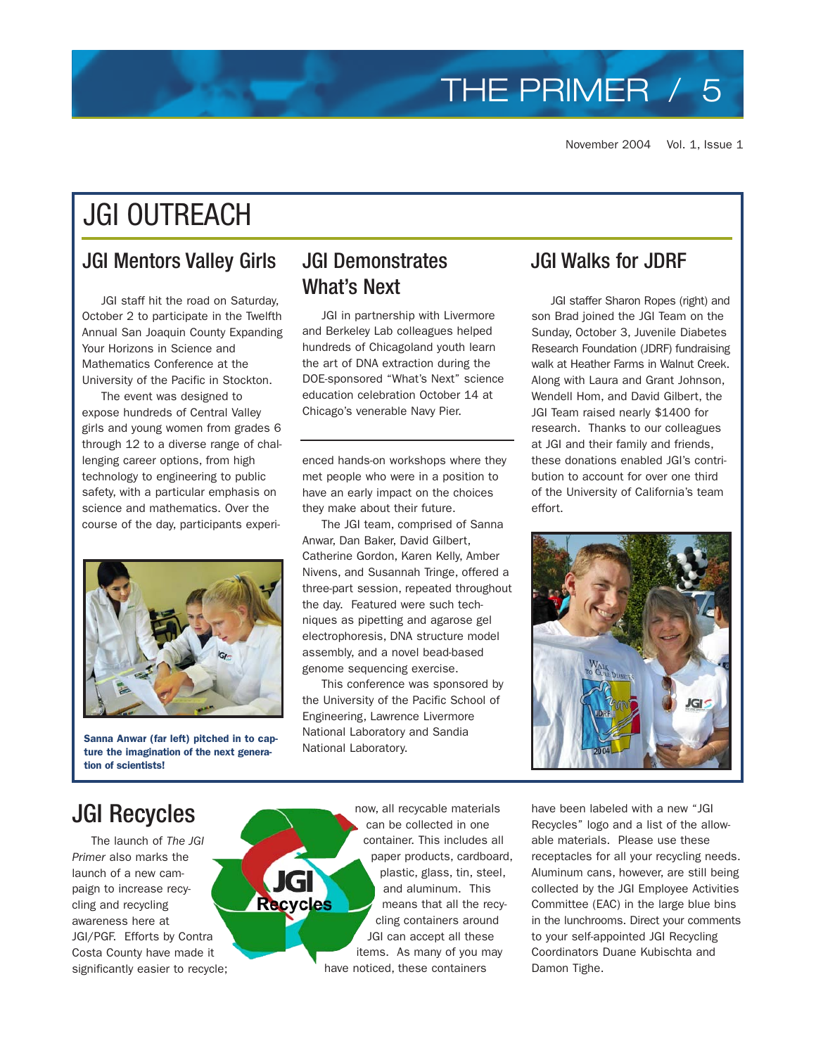# JGI OUTREACH

## JGI Mentors Valley Girls

JGI staff hit the road on Saturday, October 2 to participate in the Twelfth Annual San Joaquin County Expanding Your Horizons in Science and Mathematics Conference at the University of the Pacific in Stockton.

The event was designed to expose hundreds of Central Valley girls and young women from grades 6 through 12 to a diverse range of challenging career options, from high technology to engineering to public safety, with a particular emphasis on science and mathematics. Over the course of the day, participants experienced hands-on workshops where they met people who were in a position to have an early impact on the choices they make about their future.

The JGI team, comprised of Sanna Anwar, Dan Baker, David Gilbert, Catherine Gordon, Karen Kelly, Amber Nivens, and Susannah Tringe, offered a three-part session, repeated throughout the day. Featured were such techniques as pipetting and agarose gel electrophoresis, DNA structure model assembly, and a novel bead-based genome sequencing exercise.

This conference was sponsored by the University of the Pacific School of Engineering, Lawrence Livermore National Laboratory and Sandia National Laboratory.

**Sanna Anwar (far left) pitched in to capture the imagination of the next generation of scientists!**

## JGI Demonstrates What's Next

JGI in partnership with Livermore and Berkeley Lab colleagues helped hundreds of Chicagoland youth learn the art of DNA extraction during the DOE-sponsored "What's Next" science education celebration October 14 at Chicago's venerable Navy Pier.

## JGI Walks for JDRF

JGI staffer Sharon Ropes (right) and son Brad joined the JGI Team on the Sunday, October 3, Juvenile Diabetes Research Foundation (JDRF) fundraising walk at Heather Farms in Walnut Creek. Along with Laura and Grant Johnson, Wendell Hom, and David Gilbert, the JGI Team raised nearly $1400 for research. Thanks to our colleagues at JGI and their family and friends, these donations enabled JGI's contribution to account for over one third of the University of California's team effort.

## JGI Recycles

The launch of *The JGI Primer* also marks the launch of a new campaign to increase recycling and recycling awareness here at JGI/PGF. Efforts by Contra Costa County have made it significantly easier to recycle; now, all recyclable materials can be collected in one container. This includes all paper products, cardboard, plastic, glass, tin, steel, and aluminum. This means that all the recycling containers around JGI can accept all these items. As many of you may have noticed, these containers have been labeled with a new "JGI Recycles" logo and a list of the allowable materials. Please use these receptacles for all your recycling needs. Aluminum cans, however, are still being collected by the JGI Employee Activities Committee (EAC) in the large blue bins in the lunchrooms. Direct your comments to your self-appointed JGI Recycling Coordinators Duane Kubischta and Damon Tighe.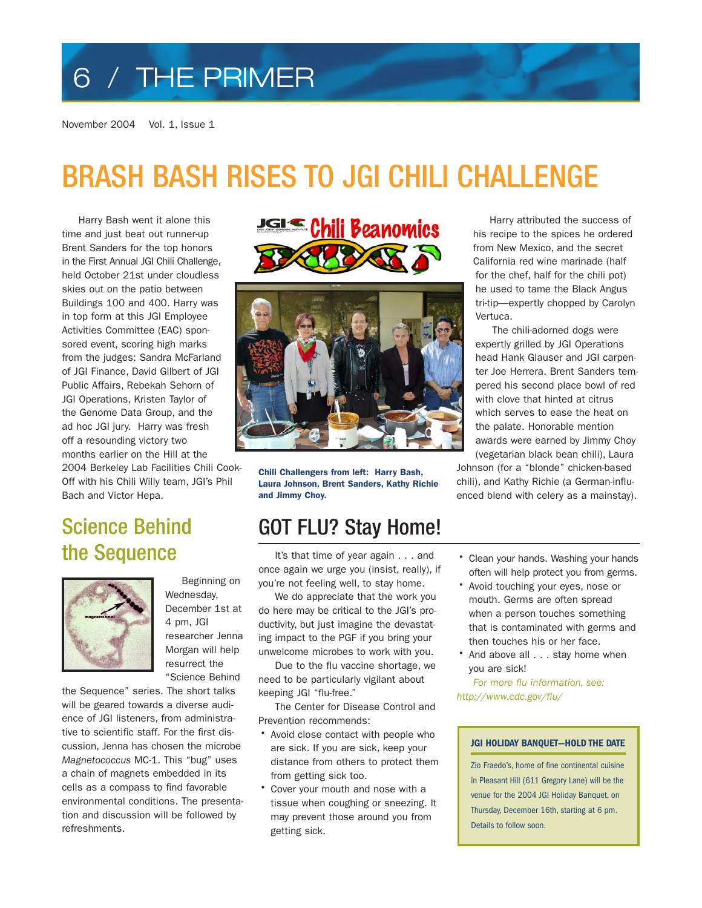# BRASH BASH RISES TO JGI CHILI CHALLENGE

Harry Bash went it alone this time and just beat out runner-up Brent Sanders for the top honors in the First Annual JGI Chili Challenge, held October 21st under cloudless skies out on the patio between Buildings 100 and 400. Harry was in top form at this JGI Employee Activities Committee (EAC) sponsored event, scoring high marks from the judges: Sandra McFarland of JGI Finance, David Gilbert of JGI Public Affairs, Rebekah Sehorn of JGI Operations, Kristen Taylor of the Genome Data Group, and the ad hoc JGI jury. Harry was fresh off a resounding victory two months earlier on the Hill at the 2004 Berkeley Lab Facilities Chili Cook-Off with his Chili Willy team, JGI's Phil Bach and Victor Hepa.

**Chili Challengers from left: Harry Bash, Laura Johnson, Brent Sanders, Kathy Richie and Jimmy Choy.**

Harry attributed the success of his recipe to the spices he ordered from New Mexico, and the secret California red wine marinade (half for the chef, half for the chili pot) he used to tame the Black Angus tri-tip—expertly chopped by Carolyn Vertuca.

The chili-adorned dogs were expertly grilled by JGI Operations head Hank Glauser and JGI carpenter Joe Herrera. Brent Sanders tempered his second place bowl of red with clove that hinted at citrus which serves to ease the heat on the palate. Honorable mention awards were earned by Jimmy Choy (vegetarian black bean chili), Laura Johnson (for a "blonde" chicken-based chili), and Kathy Richie (a German-influenced blend with celery as a mainstay).

## Science Behind the Sequence

Beginning on Wednesday, December 1st at 4 pm, JGI researcher Jenna Morgan will help resurrect the "Science Behind the Sequence" series. The short talks will be geared towards a diverse audience of JGI listeners, from administrative to scientific staff. For the first discussion, Jenna has chosen the microbe *Magnetococcus* MC-1. This "bug" uses a chain of magnets embedded in its cells as a compass to find favorable environmental conditions. The presentation and discussion will be followed by refreshments.

## GOT FLU? Stay Home!

It's that time of year again . . . and once again we urge you (insist, really), if you're not feeling well, to stay home.

We do appreciate that the work you do here may be critical to the JGI's productivity, but just imagine the devastating impact to the PGF if you bring your unwelcome microbes to work with you.

Due to the flu vaccine shortage, we need to be particularly vigilant about keeping JGI "flu-free."

The Center for Disease Control and Prevention recommends:

- Avoid close contact with people who are sick. If you are sick, keep your distance from others to protect them from getting sick too.
- Cover your mouth and nose with a tissue when coughing or sneezing. It may prevent those around you from getting sick.
- Clean your hands. Washing your hands often will help protect you from germs.
- Avoid touching your eyes, nose or mouth. Germs are often spread when a person touches something that is contaminated with germs and then touches his or her face.
- And above all . . . stay home when you are sick!

*For more flu information, see:* http://www.cdc.gov/flu/

**JGI HOLIDAY BANQUET—HOLD THE DATE**

Zio Fraedo's, home of fine continental cuisine in Pleasant Hill (611 Gregory Lane) will be the venue for the 2004 JGI Holiday Banquet, on Thursday, December 16th, starting at 6 pm. Details to follow soon.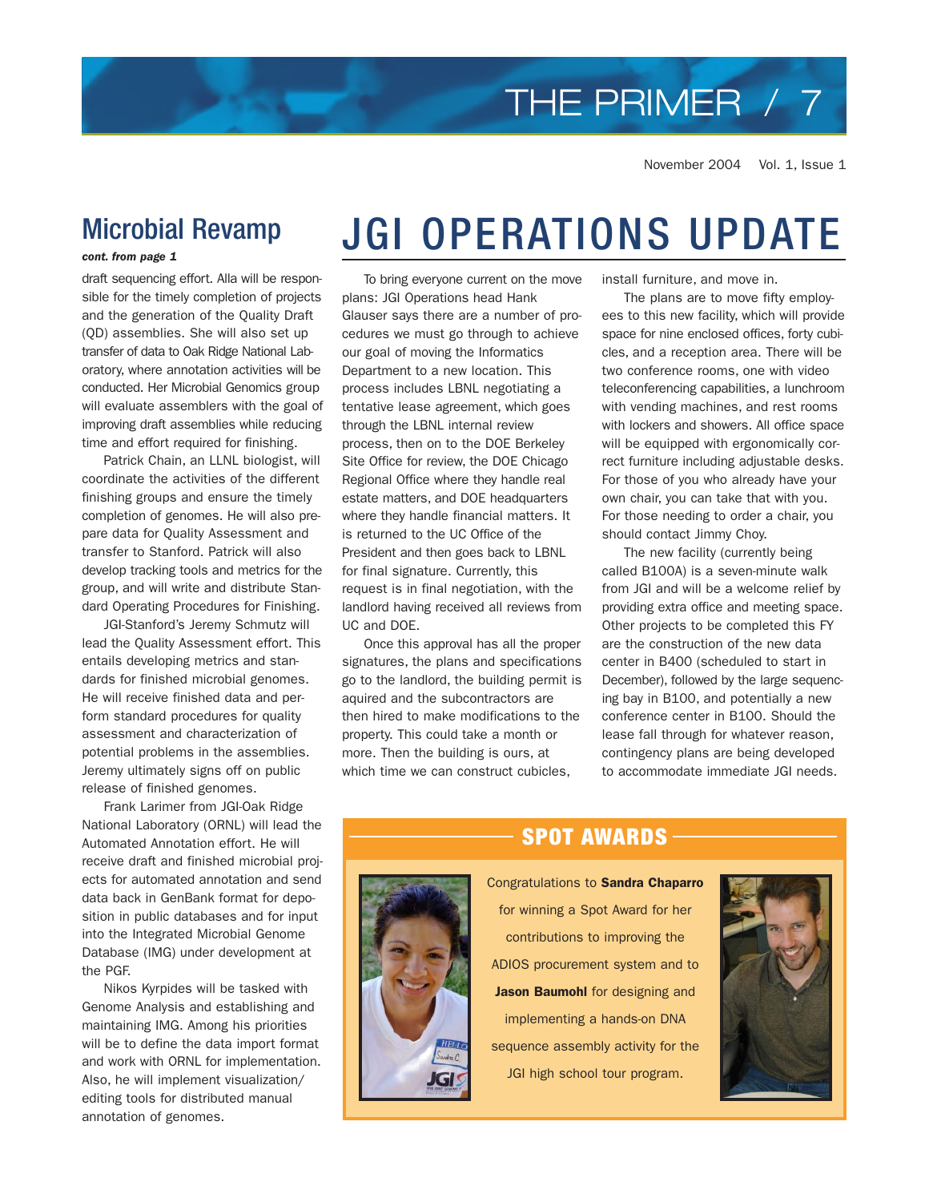## Microbial Revamp

***cont. from page 1***

draft sequencing effort. Alla will be responsible for the timely completion of projects and the generation of the Quality Draft (QD) assemblies. She will also set up transfer of data to Oak Ridge National Laboratory, where annotation activities will be conducted. Her Microbial Genomics group will evaluate assemblers with the goal of improving draft assemblies while reducing time and effort required for finishing.

Patrick Chain, an LLNL biologist, will coordinate the activities of the different finishing groups and ensure the timely completion of genomes. He will also prepare data for Quality Assessment and transfer to Stanford. Patrick will also develop tracking tools and metrics for the group, and will write and distribute Standard Operating Procedures for Finishing.

JGI-Stanford's Jeremy Schmutz will lead the Quality Assessment effort. This entails developing metrics and standards for finished microbial genomes. He will receive finished data and perform standard procedures for quality assessment and characterization of potential problems in the assemblies. Jeremy ultimately signs off on public release of finished genomes.

Frank Larimer from JGI-Oak Ridge National Laboratory (ORNL) will lead the Automated Annotation effort. He will receive draft and finished microbial projects for automated annotation and send data back in GenBank format for deposition in public databases and for input into the Integrated Microbial Genome Database (IMG) under development at the PGF.

Nikos Kyrpides will be tasked with Genome Analysis and establishing and maintaining IMG. Among his priorities will be to define the data import format and work with ORNL for implementation. Also, he will implement visualization/editing tools for distributed manual annotation of genomes.

# JGI OPERATIONS UPDATE

To bring everyone current on the move plans: JGI Operations head Hank Glauser says there are a number of procedures we must go through to achieve our goal of moving the Informatics Department to a new location. This process includes LBNL negotiating a tentative lease agreement, which goes through the LBNL internal review process, then on to the DOE Berkeley Site Office for review, the DOE Chicago Regional Office where they handle real estate matters, and DOE headquarters where they handle financial matters. It is returned to the UC Office of the President and then goes back to LBNL for final signature. Currently, this request is in final negotiation, with the landlord having received all reviews from UC and DOE.

Once this approval has all the proper signatures, the plans and specifications go to the landlord, the building permit is aquired and the subcontractors are then hired to make modifications to the property. This could take a month or more. Then the building is ours, at which time we can construct cubicles, install furniture, and move in.

The plans are to move fifty employees to this new facility, which will provide space for nine enclosed offices, forty cubicles, and a reception area. There will be two conference rooms, one with video teleconferencing capabilities, a lunchroom with vending machines, and rest rooms with lockers and showers. All office space will be equipped with ergonomically correct furniture including adjustable desks. For those of you who already have your own chair, you can take that with you. For those needing to order a chair, you should contact Jimmy Choy.

The new facility (currently being called B100A) is a seven-minute walk from JGI and will be a welcome relief by providing extra office and meeting space. Other projects to be completed this FY are the construction of the new data center in B400 (scheduled to start in December), followed by the large sequencing bay in B100, and potentially a new conference center in B100. Should the lease fall through for whatever reason, contingency plans are being developed to accommodate immediate JGI needs.

## SPOT AWARDS

Congratulations to **Sandra Chaparro** for winning a Spot Award for her contributions to improving the ADIOS procurement system and to **Jason Baumohl** for designing and implementing a hands-on DNA sequence assembly activity for the JGI high school tour program.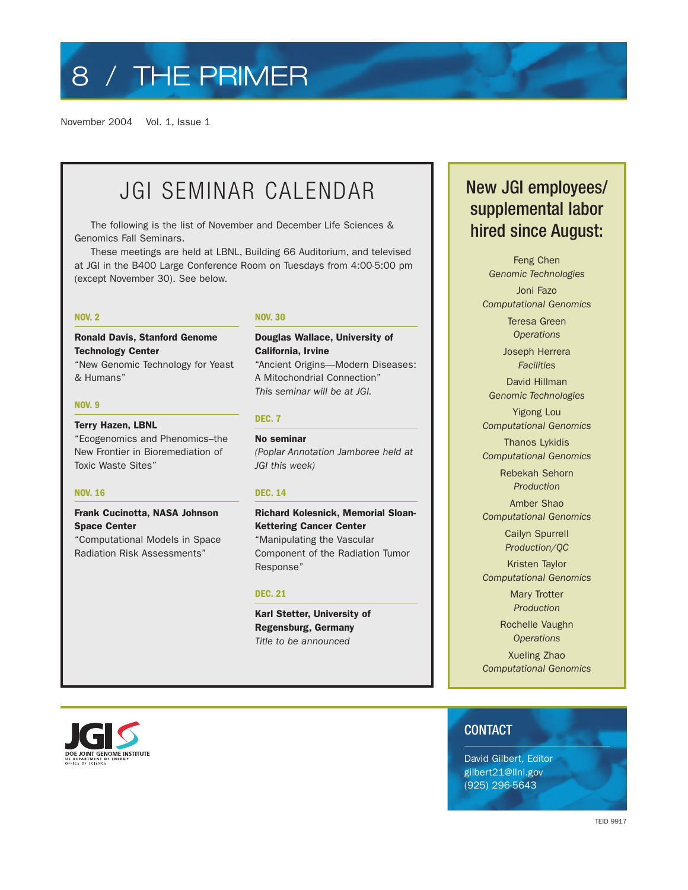# JGI SEMINAR CALENDAR

The following is the list of November and December Life Sciences & Genomics Fall Seminars.

These meetings are held at LBNL, Building 66 Auditorium, and televised at JGI in the B400 Large Conference Room on Tuesdays from 4:00-5:00 pm (except November 30). See below.

### NOV. 2

**Ronald Davis, Stanford Genome Technology Center**
"New Genomic Technology for Yeast & Humans"

### NOV. 9

**Terry Hazen, LBNL**
"Ecogenomics and Phenomics–the New Frontier in Bioremediation of Toxic Waste Sites"

### NOV. 16

**Frank Cucinotta, NASA Johnson Space Center**
"Computational Models in Space Radiation Risk Assessments"

### NOV. 30

**Douglas Wallace, University of California, Irvine**
"Ancient Origins—Modern Diseases: A Mitochondrial Connection"
*This seminar will be at JGI.*

### DEC. 7

**No seminar**
*(Poplar Annotation Jamboree held at JGI this week)*

### DEC. 14

**Richard Kolesnick, Memorial Sloan-Kettering Cancer Center**
"Manipulating the Vascular Component of the Radiation Tumor Response"

### DEC. 21

**Karl Stetter, University of Regensburg, Germany**
*Title to be announced*

## New JGI employees/ supplemental labor hired since August:

Feng Chen
*Genomic Technologies*

Joni Fazo
*Computational Genomics*

Teresa Green
*Operations*

Joseph Herrera
*Facilities*

David Hillman
*Genomic Technologies*

Yigong Lou
*Computational Genomics*

Thanos Lykidis
*Computational Genomics*

Rebekah Sehorn
*Production*

Amber Shao
*Computational Genomics*

Cailyn Spurrell
*Production/QC*

Kristen Taylor
*Computational Genomics*

Mary Trotter
*Production*

Rochelle Vaughn
*Operations*

Xueling Zhao
*Computational Genomics*

JGI DOE JOINT GENOME INSTITUTE
US DEPARTMENT OF ENERGY
OFFICE OF SCIENCE

## CONTACT

David Gilbert, Editor
gilbert21@llnl.gov
(925) 296-5643

TEID 9917